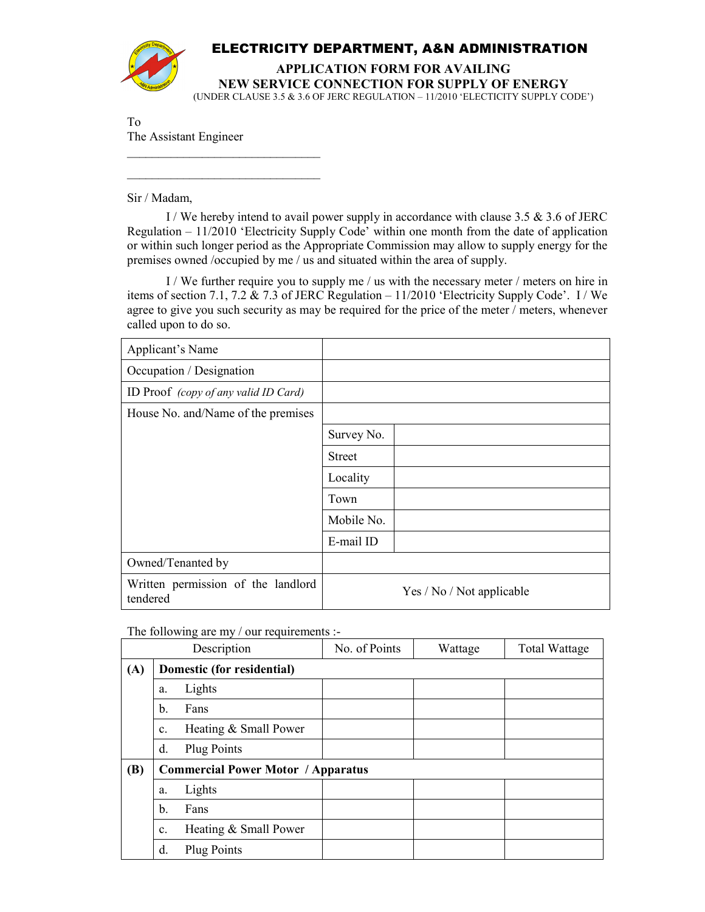# ELECTRICITY DEPARTMENT, A&N ADMINISTRATION

## APPLICATION FORM FOR AVAILING NEW SERVICE CONNECTION FOR SUPPLY OF ENERGY

(UNDER CLAUSE 3.5 & 3.6 OF JERC REGULATION – 11/2010 'ELECTICITY SUPPLY CODE')

To
The Assistant Engineer
\_\_\_\_\_\_\_\_\_\_\_\_\_\_\_\_\_\_\_\_\_\_\_\_\_\_\_\_\_\_\_\_
\_\_\_\_\_\_\_\_\_\_\_\_\_\_\_\_\_\_\_\_\_\_\_\_\_\_\_\_\_\_\_\_

Sir / Madam,

I / We hereby intend to avail power supply in accordance with clause 3.5 & 3.6 of JERC Regulation – 11/2010 'Electricity Supply Code' within one month from the date of application or within such longer period as the Appropriate Commission may allow to supply energy for the premises owned /occupied by me / us and situated within the area of supply.

I / We further require you to supply me / us with the necessary meter / meters on hire in items of section 7.1, 7.2 & 7.3 of JERC Regulation – 11/2010 'Electricity Supply Code'. I / We agree to give you such security as may be required for the price of the meter / meters, whenever called upon to do so.

| | | |
|---|---|---|
| Applicant's Name | | |
| Occupation / Designation | | |
| ID Proof *(copy of any valid ID Card)* | | |
| House No. and/Name of the premises | | |
| | Survey No. | |
| | Street | |
| | Locality | |
| | Town | |
| | Mobile No. | |
| | E-mail ID | |
| Owned/Tenanted by | | |
| Written permission of the landlord tendered | Yes / No / Not applicable | |

The following are my / our requirements :-

| | Description | No. of Points | Wattage | Total Wattage |
|---|---|---|---|---|
| **(A)** | **Domestic (for residential)** | | | |
| | a. Lights | | | |
| | b. Fans | | | |
| | c. Heating & Small Power | | | |
| | d. Plug Points | | | |
| **(B)** | **Commercial Power Motor / Apparatus** | | | |
| | a. Lights | | | |
| | b. Fans | | | |
| | c. Heating & Small Power | | | |
| | d. Plug Points | | | |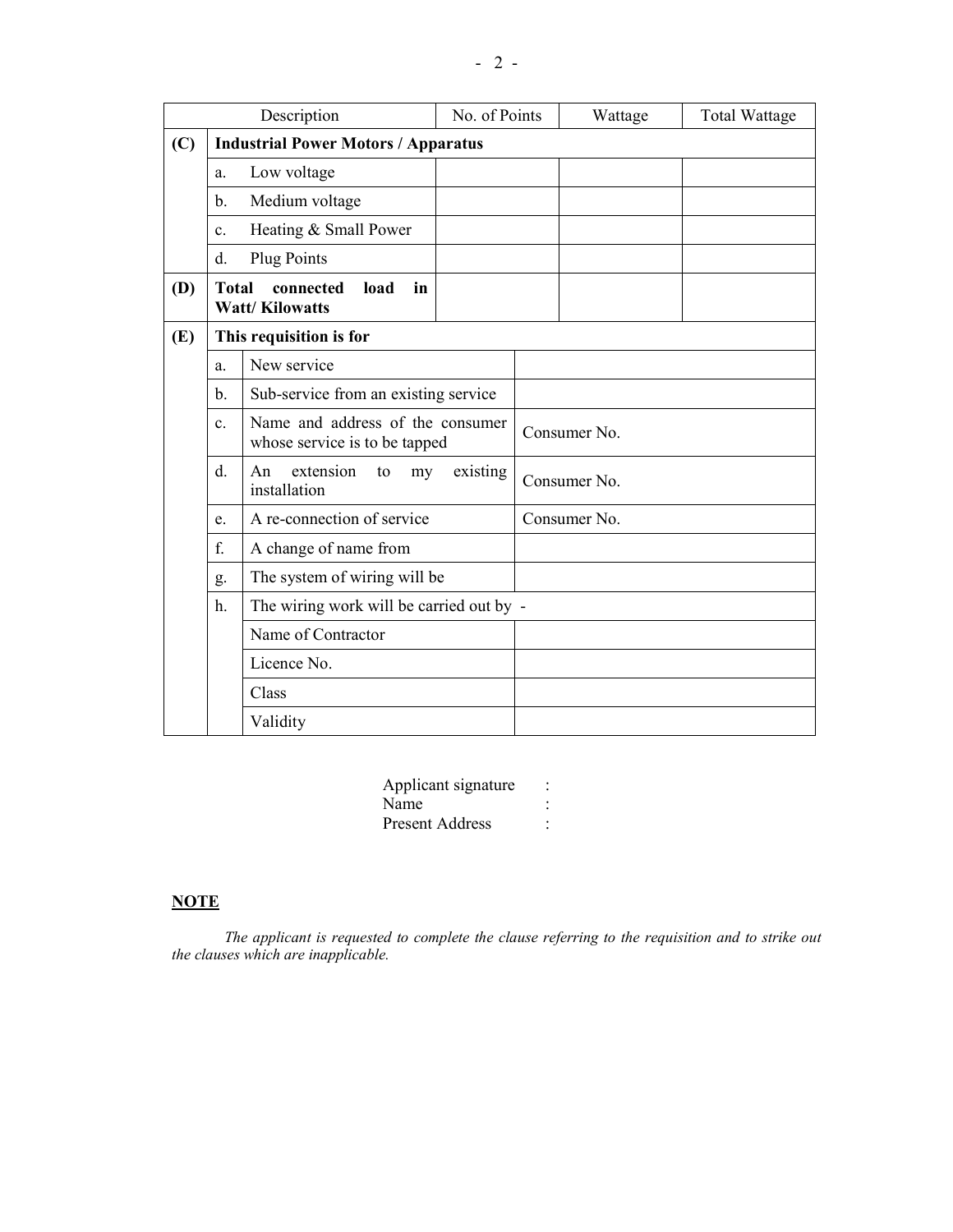| Description | | No. of Points | Wattage | Total Wattage |
|---|---|---|---|---|
| **(C)** | **Industrial Power Motors / Apparatus** | | | |
| | a. Low voltage | | | |
| | b. Medium voltage | | | |
| | c. Heating & Small Power | | | |
| | d. Plug Points | | | |
| **(D)** | **Total connected load in Watt/ Kilowatts** | | | |

| | | | |
|---|---|---|---|
| **(E)** | **This requisition is for** | | |
| | a. | New service | |
| | b. | Sub-service from an existing service | |
| | c. | Name and address of the consumer whose service is to be tapped | Consumer No. |
| | d. | An extension to my existing installation | Consumer No. |
| | e. | A re-connection of service | Consumer No. |
| | f. | A change of name from | |
| | g. | The system of wiring will be | |
| | h. | The wiring work will be carried out by - | |
| | | Name of Contractor | |
| | | Licence No. | |
| | | Class | |
| | | Validity | |

Applicant signature :
Name :
Present Address :

**NOTE**

*The applicant is requested to complete the clause referring to the requisition and to strike out the clauses which are inapplicable.*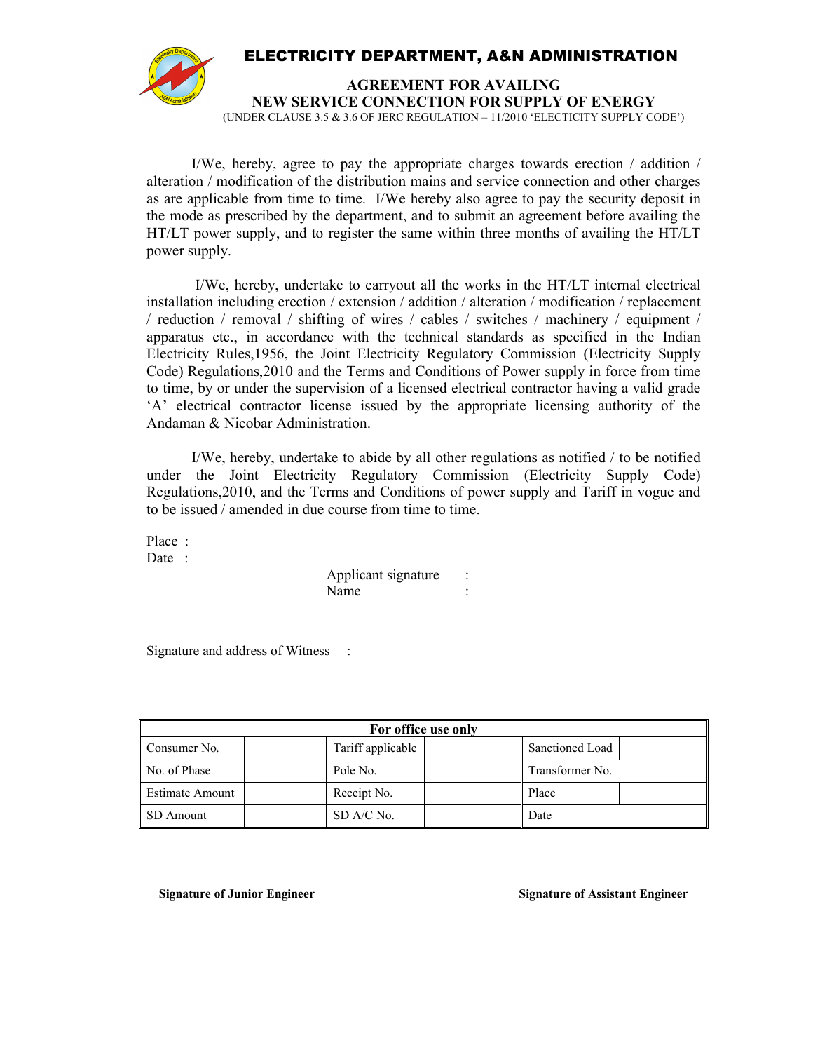# ELECTRICITY DEPARTMENT, A&N ADMINISTRATION

## AGREEMENT FOR AVAILING NEW SERVICE CONNECTION FOR SUPPLY OF ENERGY

(UNDER CLAUSE 3.5 & 3.6 OF JERC REGULATION – 11/2010 'ELECTICITY SUPPLY CODE')

I/We, hereby, agree to pay the appropriate charges towards erection / addition / alteration / modification of the distribution mains and service connection and other charges as are applicable from time to time. I/We hereby also agree to pay the security deposit in the mode as prescribed by the department, and to submit an agreement before availing the HT/LT power supply, and to register the same within three months of availing the HT/LT power supply.

I/We, hereby, undertake to carryout all the works in the HT/LT internal electrical installation including erection / extension / addition / alteration / modification / replacement / reduction / removal / shifting of wires / cables / switches / machinery / equipment / apparatus etc., in accordance with the technical standards as specified in the Indian Electricity Rules,1956, the Joint Electricity Regulatory Commission (Electricity Supply Code) Regulations,2010 and the Terms and Conditions of Power supply in force from time to time, by or under the supervision of a licensed electrical contractor having a valid grade 'A' electrical contractor license issued by the appropriate licensing authority of the Andaman & Nicobar Administration.

I/We, hereby, undertake to abide by all other regulations as notified / to be notified under the Joint Electricity Regulatory Commission (Electricity Supply Code) Regulations,2010, and the Terms and Conditions of power supply and Tariff in vogue and to be issued / amended in due course from time to time.

Place :
Date :

Applicant signature :
Name :

Signature and address of Witness :

| For office use only | | | | | |
|---|---|---|---|---|---|
| Consumer No. | | Tariff applicable | | Sanctioned Load | |
| No. of Phase | | Pole No. | | Transformer No. | |
| Estimate Amount | | Receipt No. | | Place | |
| SD Amount | | SD A/C No. | | Date | |

**Signature of Junior Engineer** **Signature of Assistant Engineer**